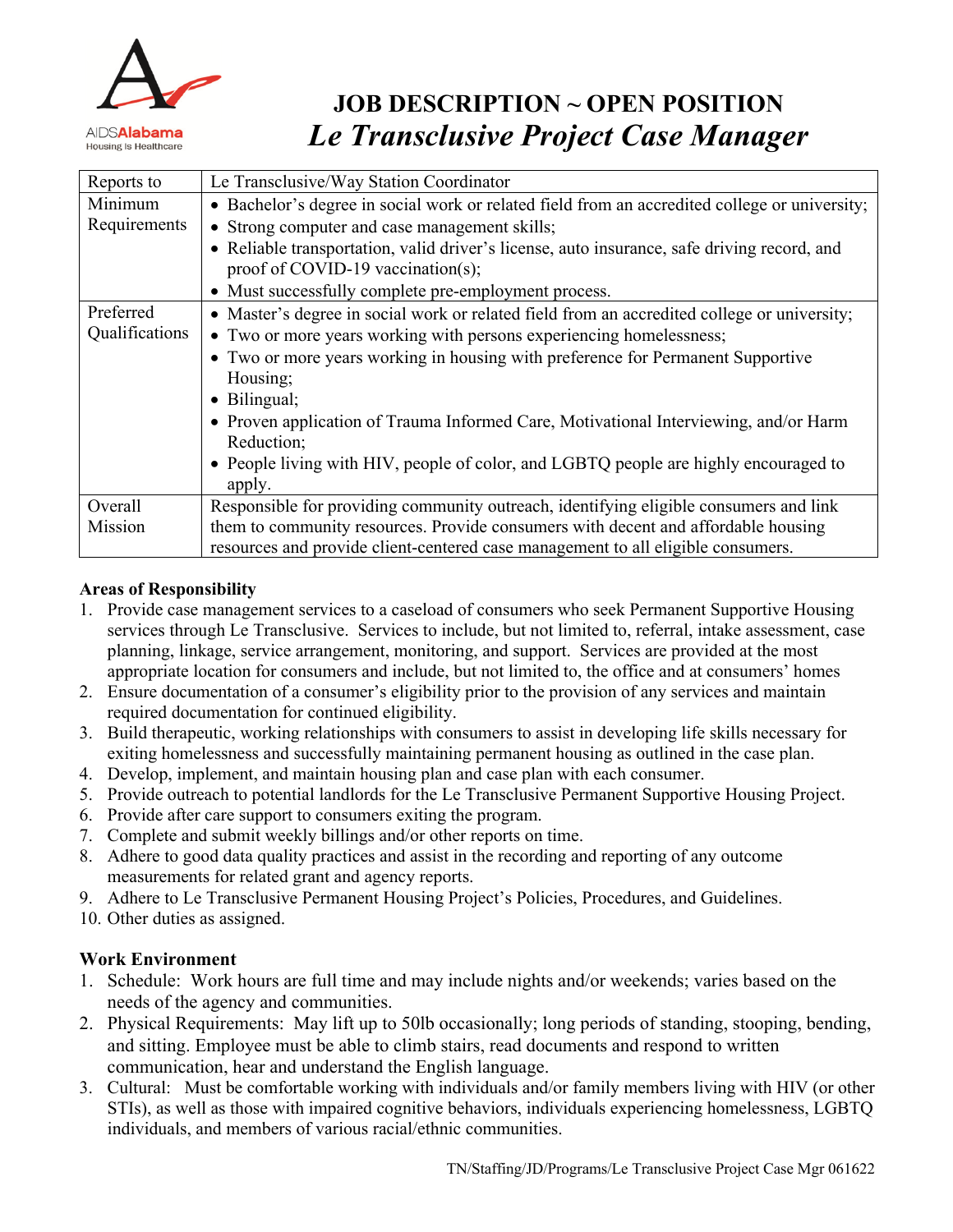AIDSAlabama
Housing Is Healthcare

# JOB DESCRIPTION ~ OPEN POSITION
## *Le Transclusive Project Case Manager*

| | |
|---|---|
| Reports to | Le Transclusive/Way Station Coordinator |
| Minimum Requirements | • Bachelor's degree in social work or related field from an accredited college or university;<br>• Strong computer and case management skills;<br>• Reliable transportation, valid driver's license, auto insurance, safe driving record, and proof of COVID-19 vaccination(s);<br>• Must successfully complete pre-employment process. |
| Preferred Qualifications | • Master's degree in social work or related field from an accredited college or university;<br>• Two or more years working with persons experiencing homelessness;<br>• Two or more years working in housing with preference for Permanent Supportive Housing;<br>• Bilingual;<br>• Proven application of Trauma Informed Care, Motivational Interviewing, and/or Harm Reduction;<br>• People living with HIV, people of color, and LGBTQ people are highly encouraged to apply. |
| Overall Mission | Responsible for providing community outreach, identifying eligible consumers and link them to community resources. Provide consumers with decent and affordable housing resources and provide client-centered case management to all eligible consumers. |

**Areas of Responsibility**

1. Provide case management services to a caseload of consumers who seek Permanent Supportive Housing services through Le Transclusive. Services to include, but not limited to, referral, intake assessment, case planning, linkage, service arrangement, monitoring, and support. Services are provided at the most appropriate location for consumers and include, but not limited to, the office and at consumers' homes
2. Ensure documentation of a consumer's eligibility prior to the provision of any services and maintain required documentation for continued eligibility.
3. Build therapeutic, working relationships with consumers to assist in developing life skills necessary for exiting homelessness and successfully maintaining permanent housing as outlined in the case plan.
4. Develop, implement, and maintain housing plan and case plan with each consumer.
5. Provide outreach to potential landlords for the Le Transclusive Permanent Supportive Housing Project.
6. Provide after care support to consumers exiting the program.
7. Complete and submit weekly billings and/or other reports on time.
8. Adhere to good data quality practices and assist in the recording and reporting of any outcome measurements for related grant and agency reports.
9. Adhere to Le Transclusive Permanent Housing Project's Policies, Procedures, and Guidelines.
10. Other duties as assigned.

**Work Environment**

1. Schedule: Work hours are full time and may include nights and/or weekends; varies based on the needs of the agency and communities.
2. Physical Requirements: May lift up to 50lb occasionally; long periods of standing, stooping, bending, and sitting. Employee must be able to climb stairs, read documents and respond to written communication, hear and understand the English language.
3. Cultural: Must be comfortable working with individuals and/or family members living with HIV (or other STIs), as well as those with impaired cognitive behaviors, individuals experiencing homelessness, LGBTQ individuals, and members of various racial/ethnic communities.

TN/Staffing/JD/Programs/Le Transclusive Project Case Mgr 061622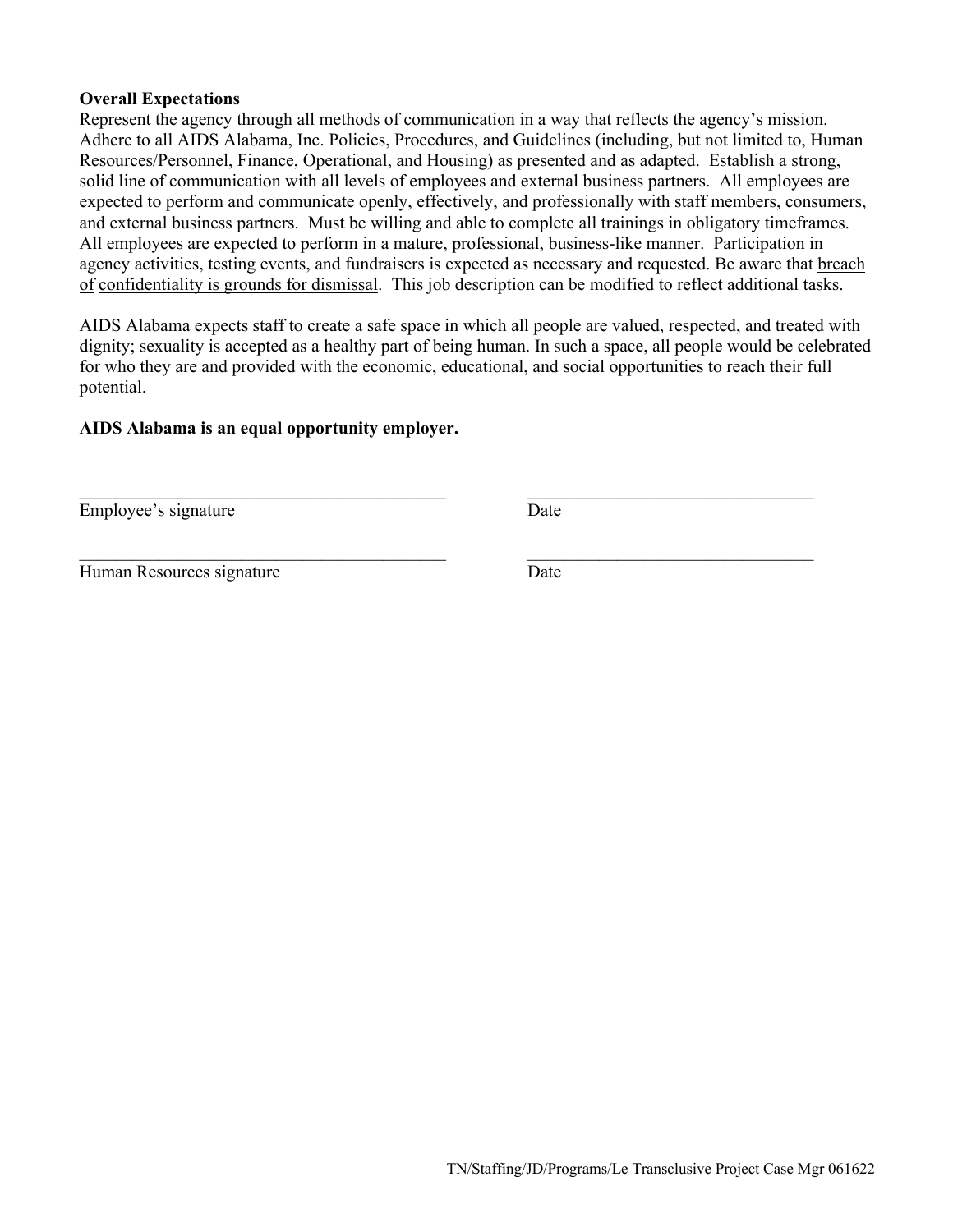**Overall Expectations**
Represent the agency through all methods of communication in a way that reflects the agency's mission. Adhere to all AIDS Alabama, Inc. Policies, Procedures, and Guidelines (including, but not limited to, Human Resources/Personnel, Finance, Operational, and Housing) as presented and as adapted. Establish a strong, solid line of communication with all levels of employees and external business partners. All employees are expected to perform and communicate openly, effectively, and professionally with staff members, consumers, and external business partners. Must be willing and able to complete all trainings in obligatory timeframes. All employees are expected to perform in a mature, professional, business-like manner. Participation in agency activities, testing events, and fundraisers is expected as necessary and requested. Be aware that breach of confidentiality is grounds for dismissal. This job description can be modified to reflect additional tasks.

AIDS Alabama expects staff to create a safe space in which all people are valued, respected, and treated with dignity; sexuality is accepted as a healthy part of being human. In such a space, all people would be celebrated for who they are and provided with the economic, educational, and social opportunities to reach their full potential.

**AIDS Alabama is an equal opportunity employer.**

\_\_\_\_\_\_\_\_\_\_\_\_\_\_\_\_\_\_\_\_\_\_\_\_\_\_\_\_\_\_\_\_\_\_\_\_\_\_\_\_\_\_ \_\_\_\_\_\_\_\_\_\_\_\_\_\_\_\_\_\_\_\_\_\_\_\_\_\_\_\_\_\_\_\_\_
Employee's signature Date

\_\_\_\_\_\_\_\_\_\_\_\_\_\_\_\_\_\_\_\_\_\_\_\_\_\_\_\_\_\_\_\_\_\_\_\_\_\_\_\_\_\_ \_\_\_\_\_\_\_\_\_\_\_\_\_\_\_\_\_\_\_\_\_\_\_\_\_\_\_\_\_\_\_\_\_
Human Resources signature Date

TN/Staffing/JD/Programs/Le Transclusive Project Case Mgr 061622